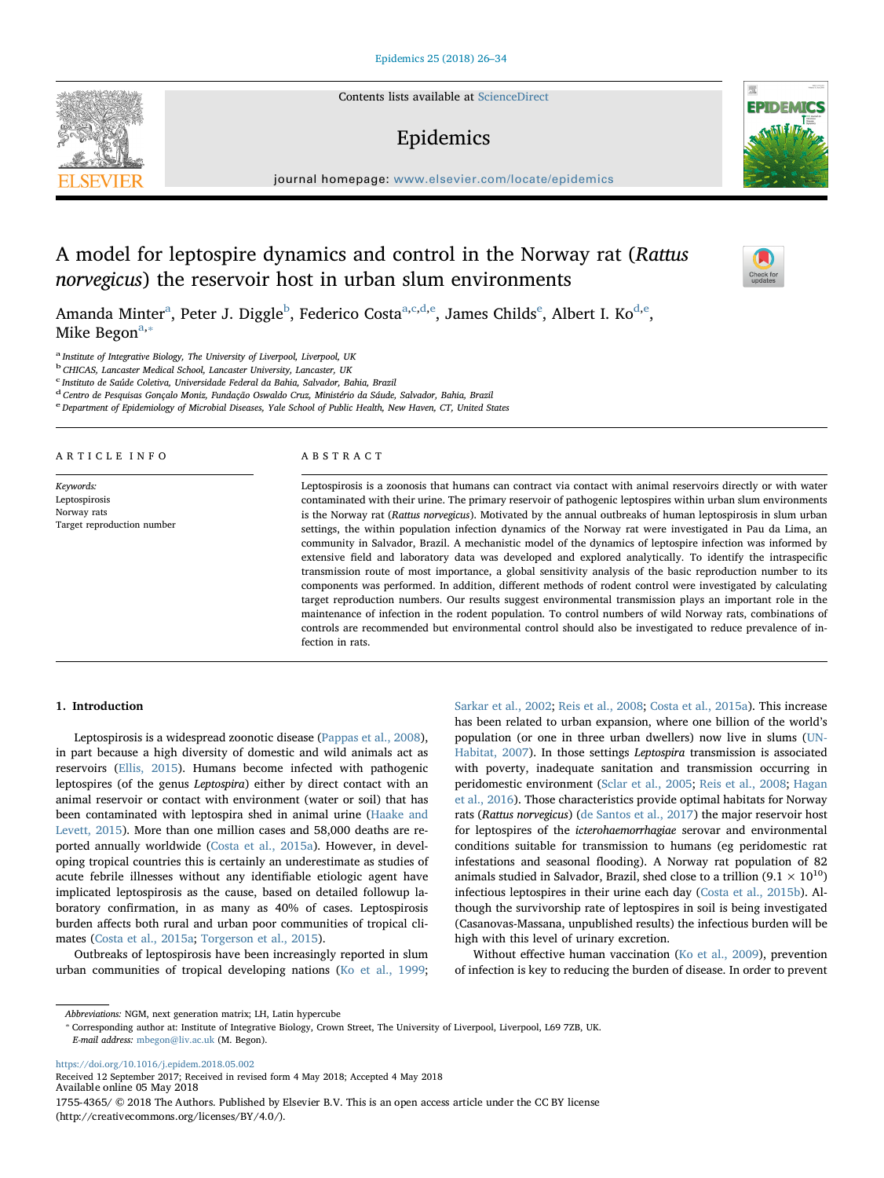# A model for leptospire dynamics and control in the Norway rat (*Rattus norvegicus*) the reservoir host in urban slum environments

Amanda Minter[a], Peter J. Diggle[b], Federico Costa[a,c,d,e], James Childs[e], Albert I. Ko[d,e], Mike Begon[a,*]

[a] Institute of Integrative Biology, The University of Liverpool, Liverpool, UK
[b] CHICAS, Lancaster Medical School, Lancaster University, Lancaster, UK
[c] Instituto de Saúde Coletiva, Universidade Federal da Bahia, Salvador, Bahia, Brazil
[d] Centro de Pesquisas Gonçalo Moniz, Fundação Oswaldo Cruz, Ministério da Sáude, Salvador, Bahia, Brazil
[e] Department of Epidemiology of Microbial Diseases, Yale School of Public Health, New Haven, CT, United States

## ARTICLE INFO

*Keywords:*
Leptospirosis
Norway rats
Target reproduction number

## ABSTRACT

Leptospirosis is a zoonosis that humans can contract via contact with animal reservoirs directly or with water contaminated with their urine. The primary reservoir of pathogenic leptospires within urban slum environments is the Norway rat (*Rattus norvegicus*). Motivated by the annual outbreaks of human leptospirosis in slum urban settings, the within population infection dynamics of the Norway rat were investigated in Pau da Lima, an community in Salvador, Brazil. A mechanistic model of the dynamics of leptospire infection was informed by extensive field and laboratory data was developed and explored analytically. To identify the intraspecific transmission route of most importance, a global sensitivity analysis of the basic reproduction number to its components was performed. In addition, different methods of rodent control were investigated by calculating target reproduction numbers. Our results suggest environmental transmission plays an important role in the maintenance of infection in the rodent population. To control numbers of wild Norway rats, combinations of controls are recommended but environmental control should also be investigated to reduce prevalence of infection in rats.

## 1. Introduction

Leptospirosis is a widespread zoonotic disease (Pappas et al., 2008), in part because a high diversity of domestic and wild animals act as reservoirs (Ellis, 2015). Humans become infected with pathogenic leptospires (of the genus *Leptospira*) either by direct contact with an animal reservoir or contact with environment (water or soil) that has been contaminated with leptospira shed in animal urine (Haake and Levett, 2015). More than one million cases and 58,000 deaths are reported annually worldwide (Costa et al., 2015a). However, in developing tropical countries this is certainly an underestimate as studies of acute febrile illnesses without any identifiable etiologic agent have implicated leptospirosis as the cause, based on detailed followup laboratory confirmation, in as many as 40% of cases. Leptospirosis burden affects both rural and urban poor communities of tropical climates (Costa et al., 2015a; Torgerson et al., 2015).

Outbreaks of leptospirosis have been increasingly reported in slum urban communities of tropical developing nations (Ko et al., 1999; Sarkar et al., 2002; Reis et al., 2008; Costa et al., 2015a). This increase has been related to urban expansion, where one billion of the world's population (or one in three urban dwellers) now live in slums (UN-Habitat, 2007). In those settings *Leptospira* transmission is associated with poverty, inadequate sanitation and transmission occurring in peridomestic environment (Sclar et al., 2005; Reis et al., 2008; Hagan et al., 2016). Those characteristics provide optimal habitats for Norway rats (*Rattus norvegicus*) (de Santos et al., 2017) the major reservoir host for leptospires of the *icterohaemorrhagiae* serovar and environmental conditions suitable for transmission to humans (eg peridomestic rat infestations and seasonal flooding). A Norway rat population of 82 animals studied in Salvador, Brazil, shed close to a trillion ($9.1 \times 10^{10}$) infectious leptospires in their urine each day (Costa et al., 2015b). Although the survivorship rate of leptospires in soil is being investigated (Casanovas-Massana, unpublished results) the infectious burden will be high with this level of urinary excretion.

Without effective human vaccination (Ko et al., 2009), prevention of infection is key to reducing the burden of disease. In order to prevent

---

*Abbreviations:* NGM, next generation matrix; LH, Latin hypercube

* Corresponding author at: Institute of Integrative Biology, Crown Street, The University of Liverpool, Liverpool, L69 7ZB, UK.
*E-mail address:* mbegon@liv.ac.uk (M. Begon).

https://doi.org/10.1016/j.epidem.2018.05.002
Received 12 September 2017; Received in revised form 4 May 2018; Accepted 4 May 2018
Available online 05 May 2018
1755-4365/ © 2018 The Authors. Published by Elsevier B.V. This is an open access article under the CC BY license (http://creativecommons.org/licenses/BY/4.0/).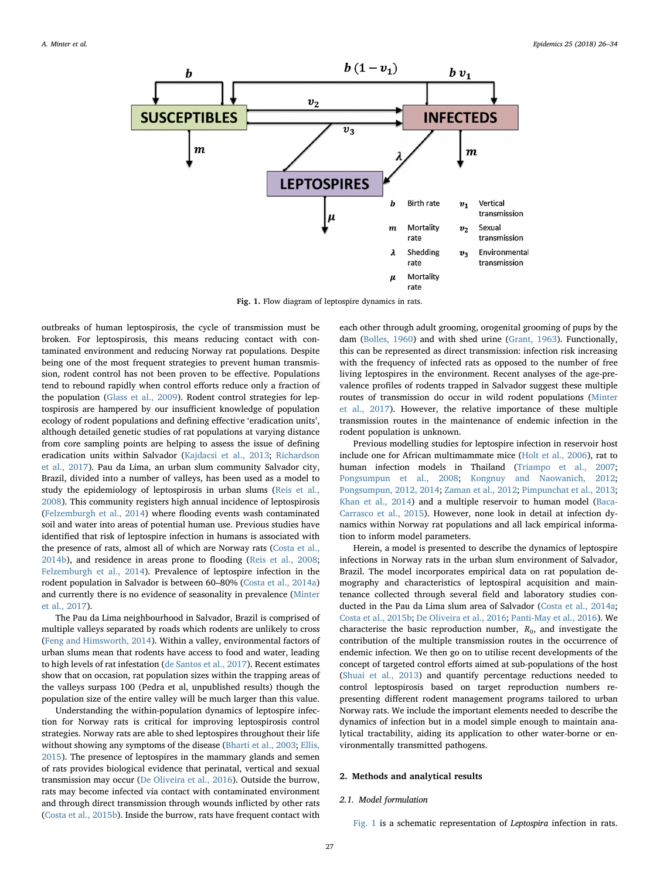Fig. 1. Flow diagram of leptospire dynamics in rats.

outbreaks of human leptospirosis, the cycle of transmission must be broken. For leptospirosis, this means reducing contact with contaminated environment and reducing Norway rat populations. Despite being one of the most frequent strategies to prevent human transmission, rodent control has not been proven to be effective. Populations tend to rebound rapidly when control efforts reduce only a fraction of the population (Glass et al., 2009). Rodent control strategies for leptospirosis are hampered by our insufficient knowledge of population ecology of rodent populations and defining effective 'eradication units', although detailed genetic studies of rat populations at varying distance from core sampling points are helping to assess the issue of defining eradication units within Salvador (Kajdacsi et al., 2013; Richardson et al., 2017). Pau da Lima, an urban slum community Salvador city, Brazil, divided into a number of valleys, has been used as a model to study the epidemiology of leptospirosis in urban slums (Reis et al., 2008). This community registers high annual incidence of leptospirosis (Felzemburgh et al., 2014) where flooding events wash contaminated soil and water into areas of potential human use. Previous studies have identified that risk of leptospire infection in humans is associated with the presence of rats, almost all of which are Norway rats (Costa et al., 2014b), and residence in areas prone to flooding (Reis et al., 2008; Felzemburgh et al., 2014). Prevalence of leptospire infection in the rodent population in Salvador is between 60–80% (Costa et al., 2014a) and currently there is no evidence of seasonality in prevalence (Minter et al., 2017).

The Pau da Lima neighbourhood in Salvador, Brazil is comprised of multiple valleys separated by roads which rodents are unlikely to cross (Feng and Himsworth, 2014). Within a valley, environmental factors of urban slums mean that rodents have access to food and water, leading to high levels of rat infestation (de Santos et al., 2017). Recent estimates show that on occasion, rat population sizes within the trapping areas of the valleys surpass 100 (Pedra et al, unpublished results) though the population size of the entire valley will be much larger than this value.

Understanding the within-population dynamics of leptospire infection for Norway rats is critical for improving leptospirosis control strategies. Norway rats are able to shed leptospires throughout their life without showing any symptoms of the disease (Bharti et al., 2003; Ellis, 2015). The presence of leptospires in the mammary glands and semen of rats provides biological evidence that perinatal, vertical and sexual transmission may occur (De Oliveira et al., 2016). Outside the burrow, rats may become infected via contact with contaminated environment and through direct transmission through wounds inflicted by other rats (Costa et al., 2015b). Inside the burrow, rats have frequent contact with each other through adult grooming, orogenital grooming of pups by the dam (Bolles, 1960) and with shed urine (Grant, 1963). Functionally, this can be represented as direct transmission: infection risk increasing with the frequency of infected rats as opposed to the number of free living leptospires in the environment. Recent analyses of the age-prevalence profiles of rodents trapped in Salvador suggest these multiple routes of transmission do occur in wild rodent populations (Minter et al., 2017). However, the relative importance of these multiple transmission routes in the maintenance of endemic infection in the rodent population is unknown.

Previous modelling studies for leptospire infection in reservoir host include one for African multimammate mice (Holt et al., 2006), rat to human infection models in Thailand (Triampo et al., 2007; Pongsumpun et al., 2008; Kongnuy and Naowanich, 2012; Pongsumpun, 2012, 2014; Zaman et al., 2012; Pimpunchat et al., 2013; Khan et al., 2014) and a multiple reservoir to human model (Baca-Carrasco et al., 2015). However, none look in detail at infection dynamics within Norway rat populations and all lack empirical information to inform model parameters.

Herein, a model is presented to describe the dynamics of leptospire infections in Norway rats in the urban slum environment of Salvador, Brazil. The model incorporates empirical data on rat population demography and characteristics of leptospiral acquisition and maintenance collected through several field and laboratory studies conducted in the Pau da Lima slum area of Salvador (Costa et al., 2014a; Costa et al., 2015b; De Oliveira et al., 2016; Panti-May et al., 2016). We characterise the basic reproduction number, $R_0$, and investigate the contribution of the multiple transmission routes in the occurrence of endemic infection. We then go on to utilise recent developments of the concept of targeted control efforts aimed at sub-populations of the host (Shuai et al., 2013) and quantify percentage reductions needed to control leptospirosis based on target reproduction numbers representing different rodent management programs tailored to urban Norway rats. We include the important elements needed to describe the dynamics of infection but in a model simple enough to maintain analytical tractability, aiding its application to other water-borne or environmentally transmitted pathogens.

## 2. Methods and analytical results

### 2.1. Model formulation

Fig. 1 is a schematic representation of *Leptospira* infection in rats.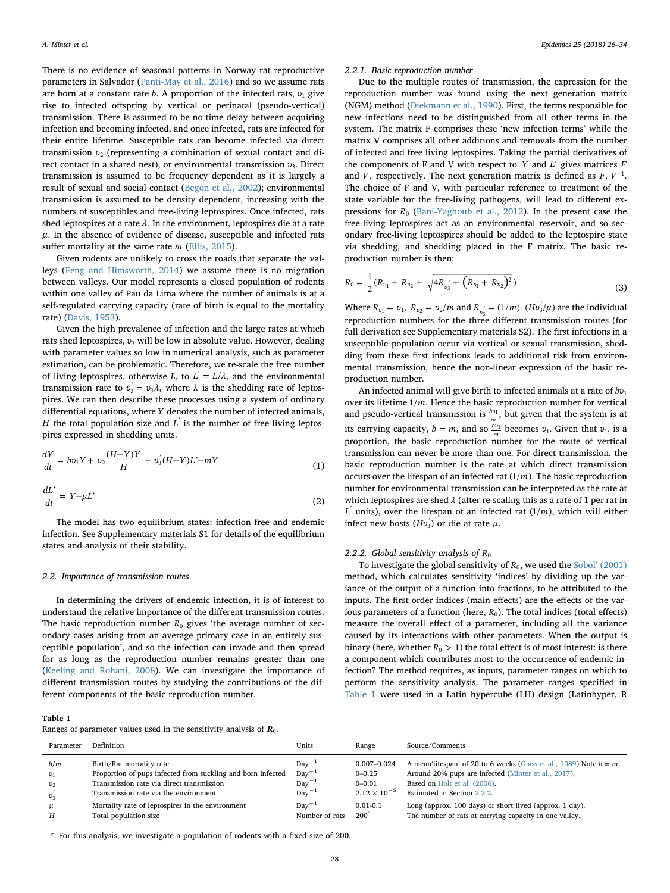There is no evidence of seasonal patterns in Norway rat reproductive parameters in Salvador (Panti-May et al., 2016) and so we assume rats are born at a constant rate $b$. A proportion of the infected rats, $\upsilon_1$ give rise to infected offspring by vertical or perinatal (pseudo-vertical) transmission. There is assumed to be no time delay between acquiring infection and becoming infected, and once infected, rats are infected for their entire lifetime. Susceptible rats can become infected via direct transmission $\upsilon_2$ (representing a combination of sexual contact and direct contact in a shared nest), or environmental transmission $\upsilon_3$. Direct transmission is assumed to be frequency dependent as it is largely a result of sexual and social contact (Begon et al., 2002); environmental transmission is assumed to be density dependent, increasing with the numbers of susceptibles and free-living leptospires. Once infected, rats shed leptospires at a rate $\lambda$. In the environment, leptospires die at a rate $\mu$. In the absence of evidence of disease, susceptible and infected rats suffer mortality at the same rate $m$ (Ellis, 2015).

Given rodents are unlikely to cross the roads that separate the valleys (Feng and Himsworth, 2014) we assume there is no migration between valleys. Our model represents a closed population of rodents within one valley of Pau da Lima where the number of animals is at a self-regulated carrying capacity (rate of birth is equal to the mortality rate) (Davis, 1953).

Given the high prevalence of infection and the large rates at which rats shed leptospires, $\upsilon_3$ will be low in absolute value. However, dealing with parameter values so low in numerical analysis, such as parameter estimation, can be problematic. Therefore, we re-scale the free number of living leptospires, otherwise $L$, to $L^{'} = L/\lambda$, and the environmental transmission rate to $\upsilon_3^{'} = \upsilon_3 \lambda$, where $\lambda$ is the shedding rate of leptospires. We can then describe these processes using a system of ordinary differential equations, where $Y$ denotes the number of infected animals, $H$ the total population size and $L^{'}$ is the number of free living leptospires expressed in shedding units.

$$\frac{dY}{dt} = b\upsilon_1 Y + \upsilon_2 \frac{(H-Y)Y}{H} + \upsilon_3^{'}(H-Y)L^{'} - mY \tag{1}$$

$$\frac{dL^{'}}{dt} = Y - \mu L^{'} \tag{2}$$

The model has two equilibrium states: infection free and endemic infection. See Supplementary materials S1 for details of the equilibrium states and analysis of their stability.

## 2.2. Importance of transmission routes

In determining the drivers of endemic infection, it is of interest to understand the relative importance of the different transmission routes. The basic reproduction number $R_0$ gives 'the average number of secondary cases arising from an average primary case in an entirely susceptible population', and so the infection can invade and then spread for as long as the reproduction number remains greater than one (Keeling and Rohani, 2008). We can investigate the importance of different transmission routes by studying the contributions of the different components of the basic reproduction number.

### 2.2.1. Basic reproduction number

Due to the multiple routes of transmission, the expression for the reproduction number was found using the next generation matrix (NGM) method (Diekmann et al., 1990). First, the terms responsible for new infections need to be distinguished from all other terms in the system. The matrix F comprises these 'new infection terms' while the matrix V comprises all other additions and removals from the number of infected and free living leptospires. Taking the partial derivatives of the components of F and V with respect to $Y$ and $L'$ gives matrices $F$ and $V$, respectively. The next generation matrix is defined as $F.V^{-1}$. The choice of F and V, with particular reference to treatment of the state variable for the free-living pathogens, will lead to different expressions for $R_0$ (Bani-Yaghoub et al., 2012). In the present case the free-living leptospires act as an environmental reservoir, and so secondary free-living leptospires should be added to the leptospire state via shedding, and shedding placed in the F matrix. The basic reproduction number is then:

$$R_0 = \frac{1}{2}\left(R_{\upsilon_1} + R_{\upsilon_2} + \sqrt{4R_{\upsilon_3^{'}} + \left(R_{\upsilon_1} + R_{\upsilon_2}\right)^2}\right) \tag{3}$$

Where $R_{\upsilon_1} = \upsilon_1$, $R_{\upsilon_2} = \upsilon_2/m$ and $R_{\upsilon_3^{'}} = (1/m).\,(H\upsilon_3^{'}/\mu)$ are the individual reproduction numbers for the three different transmission routes (for full derivation see Supplementary materials S2). The first infections in a susceptible population occur via vertical or sexual transmission, shedding from these first infections leads to additional risk from environmental transmission, hence the non-linear expression of the basic reproduction number.

An infected animal will give birth to infected animals at a rate of $b\upsilon_1$ over its lifetime $1/m$. Hence the basic reproduction number for vertical and pseudo-vertical transmission is $\frac{b\upsilon_1}{m}$, but given that the system is at its carrying capacity, $b = m$, and so $\frac{b\upsilon_1}{m}$ becomes $\upsilon_1$. Given that $\upsilon_1$. is a proportion, the basic reproduction number for the route of vertical transmission can never be more than one. For direct transmission, the basic reproduction number is the rate at which direct transmission occurs over the lifespan of an infected rat $(1/m)$. The basic reproduction number for environmental transmission can be interpreted as the rate at which leptospires are shed $\lambda$ (after re-scaling this as a rate of 1 per rat in $L^{'}$ units), over the lifespan of an infected rat $(1/m)$, which will either infect new hosts $(H\upsilon_3^{'})$ or die at rate $\mu$.

### 2.2.2. Global sensitivity analysis of $R_0$

To investigate the global sensitivity of $R_0$, we used the Sobol' (2001) method, which calculates sensitivity 'indices' by dividing up the variance of the output of a function into fractions, to be attributed to the inputs. The first order indices (main effects) are the effects of the various parameters of a function (here, $R_0$). The total indices (total effects) measure the overall effect of a parameter, including all the variance caused by its interactions with other parameters. When the output is binary (here, whether $R_0 > 1$) the total effect is of most interest: is there a component which contributes most to the occurrence of endemic infection? The method requires, as inputs, parameter ranges on which to perform the sensitivity analysis. The parameter ranges specified in Table 1 were used in a Latin hypercube (LH) design (Latinhyper, R

**Table 1**
Ranges of parameter values used in the sensitivity analysis of $\boldsymbol{R_0}$.

| Parameter | Definition | Units | Range | Source/Comments |
|---|---|---|---|---|
| $b/m$ | Birth/Rat mortality rate | $\text{Day}^{-1}$ | 0.007–0.024 | A mean'lifespan' of 20 to 6 weeks (Glass et al., 1989) Note $b = m$. |
| $\upsilon_1$ | Proportion of pups infected from suckling and born infected | $\text{Day}^{-1}$ | 0–0.25 | Around 20% pups are infected (Minter et al., 2017). |
| $\upsilon_2$ | Transmission rate via direct transmission | $\text{Day}^{-1}$ | 0–0.01 | Based on Holt et al. (2006). |
| $\upsilon_3^{'}$ | Transmission rate via the environment | $\text{Day}^{-1}$ | $2.12 \times 10^{-5}$ | Estimated in Section 2.2.2. |
| $\mu$ | Mortality rate of leptospires in the environment | $\text{Day}^{-1}$ | 0.01-0.1 | Long (approx. 100 days) or short lived (approx. 1 day). |
| $H$ | Total population size | Number of rats | 200* | The number of rats at carrying capacity in one valley. |

\* For this analysis, we investigate a population of rodents with a fixed size of 200.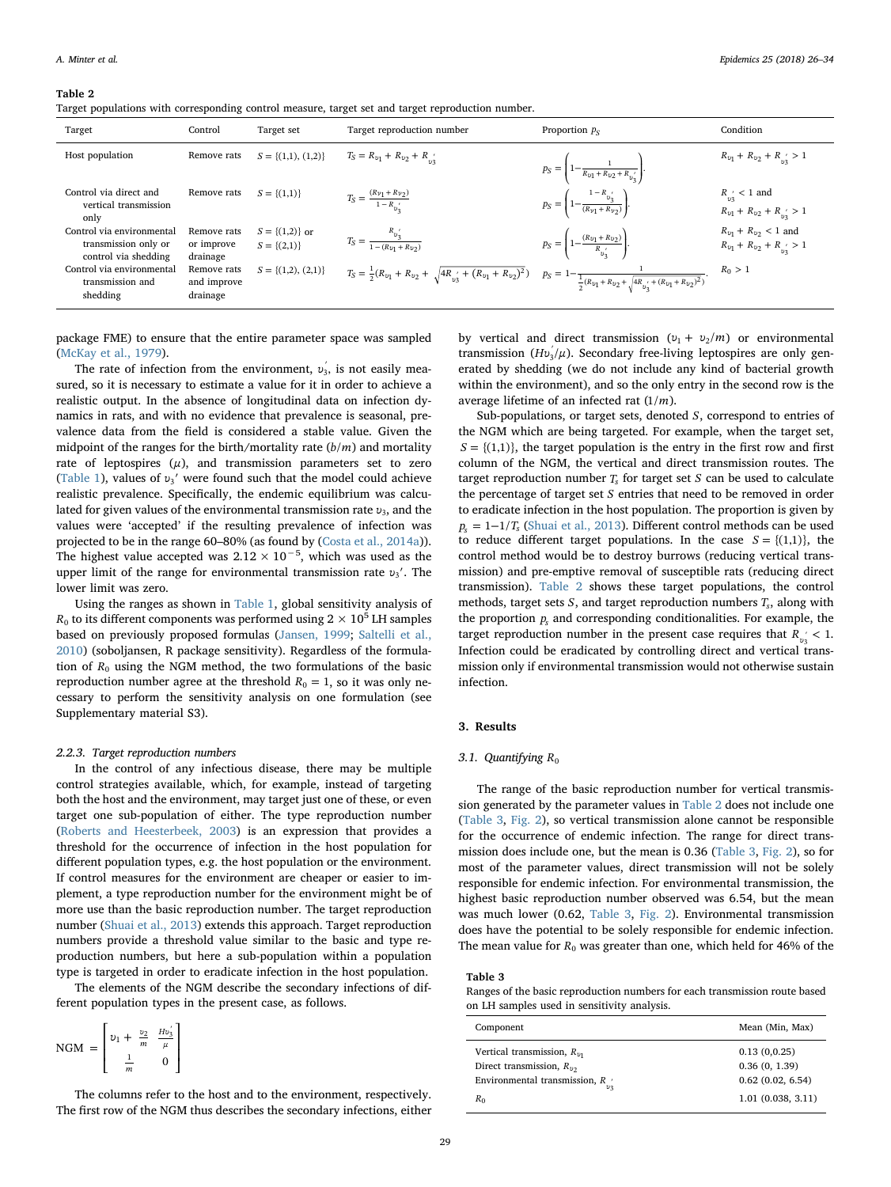**Table 2**
Target populations with corresponding control measure, target set and target reproduction number.

| Target | Control | Target set | Target reproduction number | Proportion $p_S$ | Condition |
|---|---|---|---|---|---|
| Host population | Remove rats | $S = \{(1,1), (1,2)\}$ | $T_S = R_{\upsilon_1} + R_{\upsilon_2} + R_{\upsilon_3}^{'}$ | $p_S = \left(1 - \frac{1}{R_{\upsilon_1} + R_{\upsilon_2} + R_{\upsilon_3}^{'}}\right).$ | $R_{\upsilon_1} + R_{\upsilon_2} + R_{\upsilon_3}^{'} > 1$ |
| Control via direct and vertical transmission only | Remove rats | $S = \{(1,1)\}$ | $T_S = \frac{(R_{\upsilon_1} + R_{\upsilon_2})}{1 - R_{\upsilon_3}^{'}}$ | $p_S = \left(1 - \frac{1 - R_{\upsilon_3}^{'}}{(R_{\upsilon_1} + R_{\upsilon_2})}\right).$ | $R_{\upsilon_3}^{'} < 1$ and $R_{\upsilon_1} + R_{\upsilon_2} + R_{\upsilon_3}^{'} > 1$ |
| Control via environmental transmission only or control via shedding | Remove rats or improve drainage | $S = \{(1,2)\}$ or $S = \{(2,1)\}$ | $T_S = \frac{R_{\upsilon_3}^{'}}{1 - (R_{\upsilon_1} + R_{\upsilon_2})}$ | $p_S = \left(1 - \frac{(R_{\upsilon_1} + R_{\upsilon_2})}{R_{\upsilon_3}^{'}}\right).$ | $R_{\upsilon_1} + R_{\upsilon_2} < 1$ and $R_{\upsilon_1} + R_{\upsilon_2} + R_{\upsilon_3}^{'} > 1$ |
| Control via environmental transmission and shedding | Remove rats and improve drainage | $S = \{(1,2), (2,1)\}$ | $T_S = \frac{1}{2}(R_{\upsilon_1} + R_{\upsilon_2} + \sqrt{4R_{\upsilon_3}^{'} + (R_{\upsilon_1} + R_{\upsilon_2})^2})$ | $p_S = 1 - \frac{1}{\frac{1}{2}(R_{\upsilon_1} + R_{\upsilon_2} + \sqrt{4R_{\upsilon_3}^{'} + (R_{\upsilon_1} + R_{\upsilon_2})^2})}.$ | $R_0 > 1$ |

package FME) to ensure that the entire parameter space was sampled (McKay et al., 1979).

The rate of infection from the environment, $\upsilon_3^{'}$, is not easily measured, so it is necessary to estimate a value for it in order to achieve a realistic output. In the absence of longitudinal data on infection dynamics in rats, and with no evidence that prevalence is seasonal, prevalence data from the field is considered a stable value. Given the midpoint of the ranges for the birth/mortality rate ($b/m$) and mortality rate of leptospires ($\mu$), and transmission parameters set to zero (Table 1), values of $\upsilon_3'$ were found such that the model could achieve realistic prevalence. Specifically, the endemic equilibrium was calculated for given values of the environmental transmission rate $\upsilon_3$, and the values were 'accepted' if the resulting prevalence of infection was projected to be in the range 60–80% (as found by (Costa et al., 2014a)). The highest value accepted was $2.12 \times 10^{-5}$, which was used as the upper limit of the range for environmental transmission rate $\upsilon_3'$. The lower limit was zero.

Using the ranges as shown in Table 1, global sensitivity analysis of $R_0$ to its different components was performed using $2 \times 10^5$ LH samples based on previously proposed formulas (Jansen, 1999; Saltelli et al., 2010) (soboljansen, R package sensitivity). Regardless of the formulation of $R_0$ using the NGM method, the two formulations of the basic reproduction number agree at the threshold $R_0 = 1$, so it was only necessary to perform the sensitivity analysis on one formulation (see Supplementary material S3).

#### 2.2.3. Target reproduction numbers

In the control of any infectious disease, there may be multiple control strategies available, which, for example, instead of targeting both the host and the environment, may target just one of these, or even target one sub-population of either. The type reproduction number (Roberts and Heesterbeek, 2003) is an expression that provides a threshold for the occurrence of infection in the host population for different population types, e.g. the host population or the environment. If control measures for the environment are cheaper or easier to implement, a type reproduction number for the environment might be of more use than the basic reproduction number. The target reproduction number (Shuai et al., 2013) extends this approach. Target reproduction numbers provide a threshold value similar to the basic and type reproduction numbers, but here a sub-population within a population type is targeted in order to eradicate infection in the host population.

The elements of the NGM describe the secondary infections of different population types in the present case, as follows.

$$\text{NGM} = \begin{bmatrix} \upsilon_1 + \frac{\upsilon_2}{m} & \frac{H\upsilon_3^{'}}{\mu} \\ \frac{1}{m} & 0 \end{bmatrix}$$

The columns refer to the host and to the environment, respectively. The first row of the NGM thus describes the secondary infections, either by vertical and direct transmission ($\upsilon_1 + \upsilon_2/m$) or environmental transmission ($H\upsilon_3^{'}/\mu$). Secondary free-living leptospires are only generated by shedding (we do not include any kind of bacterial growth within the environment), and so the only entry in the second row is the average lifetime of an infected rat ($1/m$).

Sub-populations, or target sets, denoted $S$, correspond to entries of the NGM which are being targeted. For example, when the target set, $S = \{(1,1)\}$, the target population is the entry in the first row and first column of the NGM, the vertical and direct transmission routes. The target reproduction number $T_s$ for target set $S$ can be used to calculate the percentage of target set $S$ entries that need to be removed in order to eradicate infection in the host population. The proportion is given by $p_s = 1 - 1/T_s$ (Shuai et al., 2013). Different control methods can be used to reduce different target populations. In the case $S = \{(1,1)\}$, the control method would be to destroy burrows (reducing vertical transmission) and pre-emptive removal of susceptible rats (reducing direct transmission). Table 2 shows these target populations, the control methods, target sets $S$, and target reproduction numbers $T_s$, along with the proportion $p_s$ and corresponding conditionalities. For example, the target reproduction number in the present case requires that $R_{\upsilon_3}^{'} < 1$. Infection could be eradicated by controlling direct and vertical transmission only if environmental transmission would not otherwise sustain infection.

## 3. Results

### 3.1. Quantifying $R_0$

The range of the basic reproduction number for vertical transmission generated by the parameter values in Table 2 does not include one (Table 3, Fig. 2), so vertical transmission alone cannot be responsible for the occurrence of endemic infection. The range for direct transmission does include one, but the mean is 0.36 (Table 3, Fig. 2), so for most of the parameter values, direct transmission will not be solely responsible for endemic infection. For environmental transmission, the highest basic reproduction number observed was 6.54, but the mean was much lower (0.62, Table 3, Fig. 2). Environmental transmission does have the potential to be solely responsible for endemic infection. The mean value for $R_0$ was greater than one, which held for 46% of the

**Table 3**
Ranges of the basic reproduction numbers for each transmission route based on LH samples used in sensitivity analysis.

| Component | Mean (Min, Max) |
|---|---|
| Vertical transmission, $R_{\upsilon_1}$ | 0.13 (0,0.25) |
| Direct transmission, $R_{\upsilon_2}$ | 0.36 (0, 1.39) |
| Environmental transmission, $R_{\upsilon_3}^{'}$ | 0.62 (0.02, 6.54) |
| $R_0$ | 1.01 (0.038, 3.11) |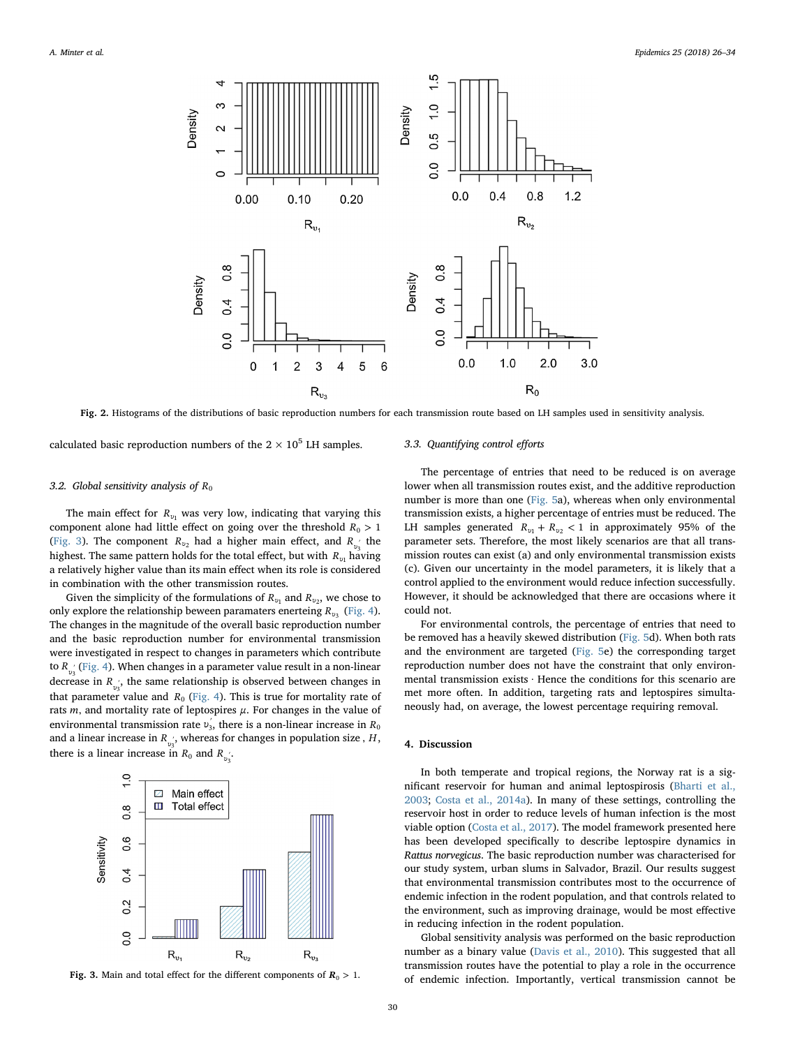Fig. 2. Histograms of the distributions of basic reproduction numbers for each transmission route based on LH samples used in sensitivity analysis.

calculated basic reproduction numbers of the $2 \times 10^5$ LH samples.

### 3.2. Global sensitivity analysis of $R_0$

The main effect for $R_{\upsilon_1}$ was very low, indicating that varying this component alone had little effect on going over the threshold $R_0 > 1$ (Fig. 3). The component $R_{\upsilon_2}$ had a higher main effect, and $R_{\upsilon_3'}$ the highest. The same pattern holds for the total effect, but with $R_{\upsilon_1}$ having a relatively higher value than its main effect when its role is considered in combination with the other transmission routes.

Given the simplicity of the formulations of $R_{\upsilon_1}$ and $R_{\upsilon_2}$, we chose to only explore the relationship beween paramaters enerteing $R_{\upsilon_3}$ (Fig. 4). The changes in the magnitude of the overall basic reproduction number and the basic reproduction number for environmental transmission were investigated in respect to changes in parameters which contribute to $R_{\upsilon_3'}$ (Fig. 4). When changes in a parameter value result in a non-linear decrease in $R_{\upsilon_3'}$, the same relationship is observed between changes in that parameter value and $R_0$ (Fig. 4). This is true for mortality rate of rats $m$, and mortality rate of leptospires $\mu$. For changes in the value of environmental transmission rate $\upsilon_3'$, there is a non-linear increase in $R_0$ and a linear increase in $R_{\upsilon_3'}$, whereas for changes in population size , $H$, there is a linear increase in $R_0$ and $R_{\upsilon_3'}$.

Fig. 3. Main and total effect for the different components of $\boldsymbol{R_0} > 1$.

### 3.3. Quantifying control efforts

The percentage of entries that need to be reduced is on average lower when all transmission routes exist, and the additive reproduction number is more than one (Fig. 5a), whereas when only environmental transmission exists, a higher percentage of entries must be reduced. The LH samples generated $R_{\upsilon_1} + R_{\upsilon_2} < 1$ in approximately 95% of the parameter sets. Therefore, the most likely scenarios are that all transmission routes can exist (a) and only environmental transmission exists (c). Given our uncertainty in the model parameters, it is likely that a control applied to the environment would reduce infection successfully. However, it should be acknowledged that there are occasions where it could not.

For environmental controls, the percentage of entries that need to be removed has a heavily skewed distribution (Fig. 5d). When both rats and the environment are targeted (Fig. 5e) the corresponding target reproduction number does not have the constraint that only environmental transmission exists · Hence the conditions for this scenario are met more often. In addition, targeting rats and leptospires simultaneously had, on average, the lowest percentage requiring removal.

## 4. Discussion

In both temperate and tropical regions, the Norway rat is a significant reservoir for human and animal leptospirosis (Bharti et al., 2003; Costa et al., 2014a). In many of these settings, controlling the reservoir host in order to reduce levels of human infection is the most viable option (Costa et al., 2017). The model framework presented here has been developed specifically to describe leptospire dynamics in *Rattus norvegicus*. The basic reproduction number was characterised for our study system, urban slums in Salvador, Brazil. Our results suggest that environmental transmission contributes most to the occurrence of endemic infection in the rodent population, and that controls related to the environment, such as improving drainage, would be most effective in reducing infection in the rodent population.

Global sensitivity analysis was performed on the basic reproduction number as a binary value (Davis et al., 2010). This suggested that all transmission routes have the potential to play a role in the occurrence of endemic infection. Importantly, vertical transmission cannot be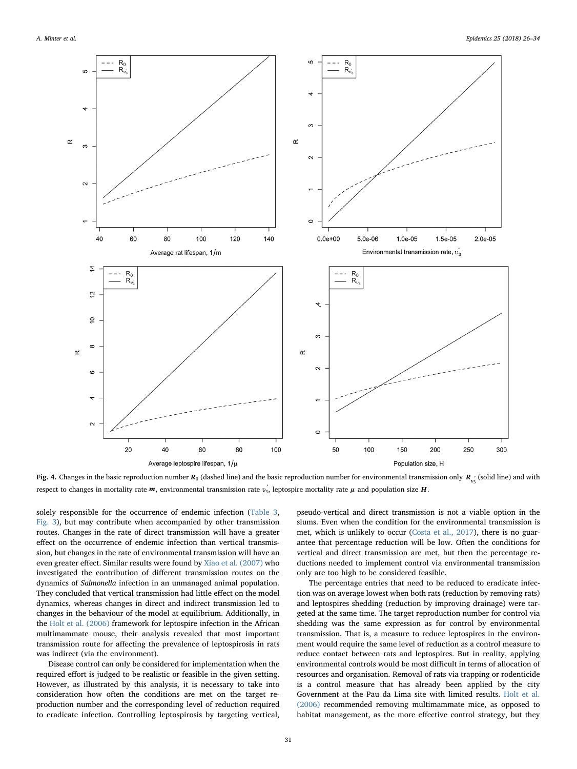Fig. 4. Changes in the basic reproduction number $R_0$ (dashed line) and the basic reproduction number for environmental transmission only $R_{\upsilon_3'}$ (solid line) and with respect to changes in mortality rate $m$, environmental transmission rate $\upsilon_3'$, leptospire mortality rate $\mu$ and population size $H$.

solely responsible for the occurrence of endemic infection (Table 3, Fig. 3), but may contribute when accompanied by other transmission routes. Changes in the rate of direct transmission will have a greater effect on the occurrence of endemic infection than vertical transmission, but changes in the rate of environmental transmission will have an even greater effect. Similar results were found by Xiao et al. (2007) who investigated the contribution of different transmission routes on the dynamics of *Salmonella* infection in an unmanaged animal population. They concluded that vertical transmission had little effect on the model dynamics, whereas changes in direct and indirect transmission led to changes in the behaviour of the model at equilibrium. Additionally, in the Holt et al. (2006) framework for leptospire infection in the African multimammate mouse, their analysis revealed that most important transmission route for affecting the prevalence of leptospirosis in rats was indirect (via the environment).

Disease control can only be considered for implementation when the required effort is judged to be realistic or feasible in the given setting. However, as illustrated by this analysis, it is necessary to take into consideration how often the conditions are met on the target reproduction number and the corresponding level of reduction required to eradicate infection. Controlling leptospirosis by targeting vertical, pseudo-vertical and direct transmission is not a viable option in the slums. Even when the condition for the environmental transmission is met, which is unlikely to occur (Costa et al., 2017), there is no guarantee that percentage reduction will be low. Often the conditions for vertical and direct transmission are met, but then the percentage reductions needed to implement control via environmental transmission only are too high to be considered feasible.

The percentage entries that need to be reduced to eradicate infection was on average lowest when both rats (reduction by removing rats) and leptospires shedding (reduction by improving drainage) were targeted at the same time. The target reproduction number for control via shedding was the same expression as for control by environmental transmission. That is, a measure to reduce leptospires in the environment would require the same level of reduction as a control measure to reduce contact between rats and leptospires. But in reality, applying environmental controls would be most difficult in terms of allocation of resources and organisation. Removal of rats via trapping or rodenticide is a control measure that has already been applied by the city Government at the Pau da Lima site with limited results. Holt et al. (2006) recommended removing multimammate mice, as opposed to habitat management, as the more effective control strategy, but they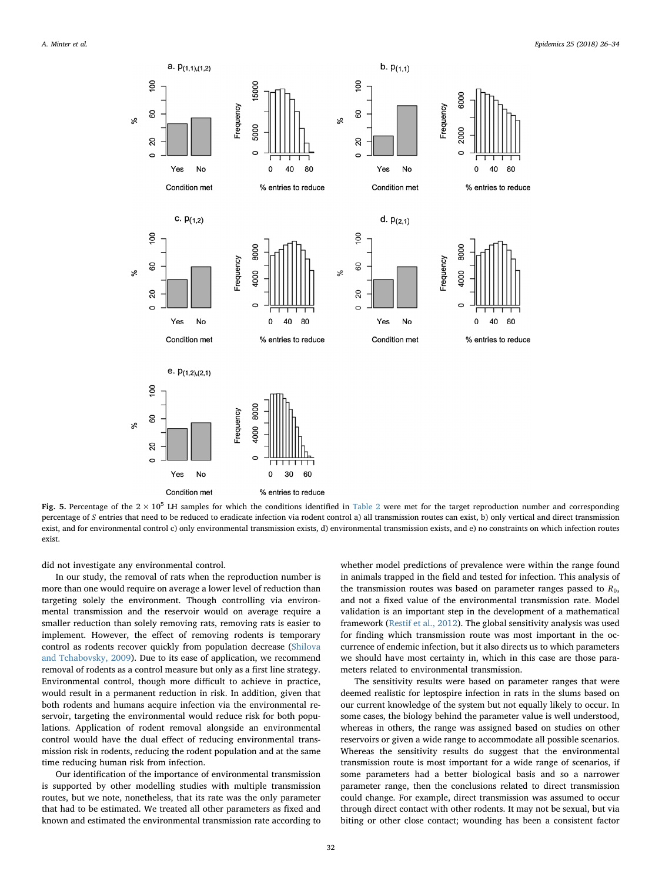Fig. 5. Percentage of the $2 \times 10^5$ LH samples for which the conditions identified in Table 2 were met for the target reproduction number and corresponding percentage of $S$ entries that need to be reduced to eradicate infection via rodent control a) all transmission routes can exist, b) only vertical and direct transmission exist, and for environmental control c) only environmental transmission exists, d) environmental transmission exists, and e) no constraints on which infection routes exist.

did not investigate any environmental control.

In our study, the removal of rats when the reproduction number is more than one would require on average a lower level of reduction than targeting solely the environment. Though controlling via environmental transmission and the reservoir would on average require a smaller reduction than solely removing rats, removing rats is easier to implement. However, the effect of removing rodents is temporary control as rodents recover quickly from population decrease (Shilova and Tchabovsky, 2009). Due to its ease of application, we recommend removal of rodents as a control measure but only as a first line strategy. Environmental control, though more difficult to achieve in practice, would result in a permanent reduction in risk. In addition, given that both rodents and humans acquire infection via the environmental reservoir, targeting the environmental would reduce risk for both populations. Application of rodent removal alongside an environmental control would have the dual effect of reducing environmental transmission risk in rodents, reducing the rodent population and at the same time reducing human risk from infection.

Our identification of the importance of environmental transmission is supported by other modelling studies with multiple transmission routes, but we note, nonetheless, that its rate was the only parameter that had to be estimated. We treated all other parameters as fixed and known and estimated the environmental transmission rate according to whether model predictions of prevalence were within the range found in animals trapped in the field and tested for infection. This analysis of the transmission routes was based on parameter ranges passed to $R_0$, and not a fixed value of the environmental transmission rate. Model validation is an important step in the development of a mathematical framework (Restif et al., 2012). The global sensitivity analysis was used for finding which transmission route was most important in the occurrence of endemic infection, but it also directs us to which parameters we should have most certainty in, which in this case are those parameters related to environmental transmission.

The sensitivity results were based on parameter ranges that were deemed realistic for leptospire infection in rats in the slums based on our current knowledge of the system but not equally likely to occur. In some cases, the biology behind the parameter value is well understood, whereas in others, the range was assigned based on studies on other reservoirs or given a wide range to accommodate all possible scenarios. Whereas the sensitivity results do suggest that the environmental transmission route is most important for a wide range of scenarios, if some parameters had a better biological basis and so a narrower parameter range, then the conclusions related to direct transmission could change. For example, direct transmission was assumed to occur through direct contact with other rodents. It may not be sexual, but via biting or other close contact; wounding has been a consistent factor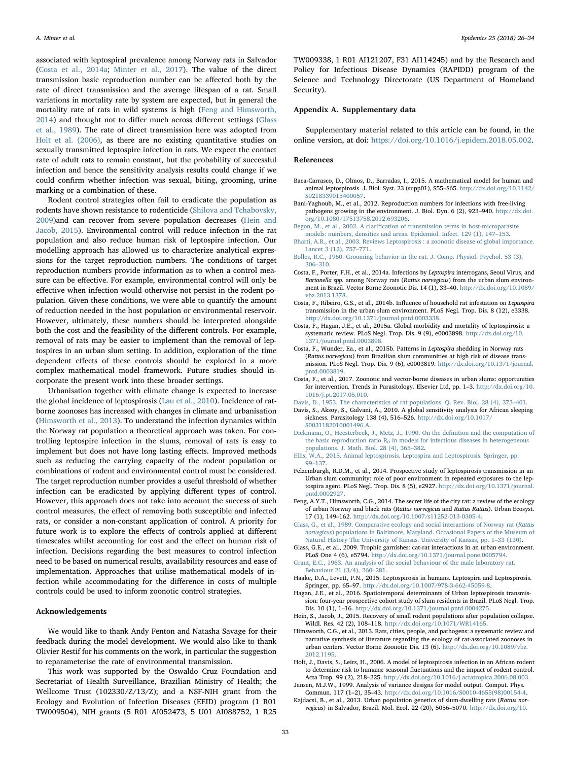associated with leptospiral prevalence among Norway rats in Salvador (Costa et al., 2014a; Minter et al., 2017). The value of the direct transmission basic reproduction number can be affected both by the rate of direct transmission and the average lifespan of a rat. Small variations in mortality rate by system are expected, but in general the mortality rate of rats in wild systems is high (Feng and Himsworth, 2014) and thought not to differ much across different settings (Glass et al., 1989). The rate of direct transmission here was adopted from Holt et al. (2006), as there are no existing quantitative studies on sexually transmitted leptospire infection in rats. We expect the contact rate of adult rats to remain constant, but the probability of successful infection and hence the sensitivity analysis results could change if we could confirm whether infection was sexual, biting, grooming, urine marking or a combination of these.

Rodent control strategies often fail to eradicate the population as rodents have shown resistance to rodenticide (Shilova and Tchabovsky, 2009)and can recover from severe population decreases (Hein and Jacob, 2015). Environmental control will reduce infection in the rat population and also reduce human risk of leptospire infection. Our modelling approach has allowed us to characterize analytical expressions for the target reproduction numbers. The conditions of target reproduction numbers provide information as to when a control measure can be effective. For example, environmental control will only be effective when infection would otherwise not persist in the rodent population. Given these conditions, we were able to quantify the amount of reduction needed in the host population or environmental reservoir. However, ultimately, these numbers should be interpreted alongside both the cost and the feasibility of the different controls. For example, removal of rats may be easier to implement than the removal of leptospires in an urban slum setting. In addition, exploration of the time dependent effects of these controls should be explored in a more complex mathematical model framework. Future studies should incorporate the present work into these broader settings.

Urbanisation together with climate change is expected to increase the global incidence of leptospirosis (Lau et al., 2010). Incidence of rat-borne zoonoses has increased with changes in climate and urbanisation (Himsworth et al., 2013). To understand the infection dynamics within the Norway rat population a theoretical approach was taken. For controlling leptospire infection in the slums, removal of rats is easy to implement but does not have long lasting effects. Improved methods such as reducing the carrying capacity of the rodent population or combinations of rodent and environmental control must be considered. The target reproduction number provides a useful threshold of whether infection can be eradicated by applying different types of control. However, this approach does not take into account the success of such control measures, the effect of removing both susceptible and infected rats, or consider a non-constant application of control. A priority for future work is to explore the effects of controls applied at different timescales whilst accounting for cost and the effect on human risk of infection. Decisions regarding the best measures to control infection need to be based on numerical results, availability resources and ease of implementation. Approaches that utilise mathematical models of infection while accommodating for the difference in costs of multiple controls could be used to inform zoonotic control strategies.

## Acknowledgements

We would like to thank Andy Fenton and Natasha Savage for their feedback during the model development. We would also like to thank Olivier Restif for his comments on the work, in particular the suggestion to reparameterise the rate of environmental transmission.

This work was supported by the Oswaldo Cruz Foundation and Secretariat of Health Surveillance, Brazilian Ministry of Health; the Wellcome Trust (102330/Z/13/Z); and a NSF-NIH grant from the Ecology and Evolution of Infection Diseases (EEID) program (1 R01 TW009504), NIH grants (5 R01 AI052473, 5 U01 AI088752, 1 R25 TW009338, 1 R01 AI121207, F31 AI114245) and by the Research and Policy for Infectious Disease Dynamics (RAPIDD) program of the Science and Technology Directorate (US Department of Homeland Security).

## Appendix A. Supplementary data

Supplementary material related to this article can be found, in the online version, at doi: https://doi.org/10.1016/j.epidem.2018.05.002.

## References

Baca-Carrasco, D., Olmos, D., Barradas, I., 2015. A mathematical model for human and animal leptospirosis. J. Biol. Syst. 23 (supp01), S55–S65. http://dx.doi.org/10.1142/S0218339015400057.

Bani-Yaghoub, M., et al., 2012. Reproduction numbers for infections with free-living pathogens growing in the environment. J. Biol. Dyn. 6 (2), 923–940. http://dx.doi.org/10.1080/17513758.2012.693206.

Begon, M., et al., 2002. A clarification of transmission terms in host-microparasite models: numbers, densities and areas. Epidemiol. Infect. 129 (1), 147–153.

Bharti, A.R., et al., 2003. Reviews Leptospirosis : a zoonotic disease of global importance. Lancet 3 (12), 757–771.

Bolles, R.C., 1960. Grooming behavior in the rat. J. Comp. Physiol. Psychol. 53 (3), 306–310.

Costa, F., Porter, F.H., et al., 2014a. Infections by *Leptospira* interrogans, Seoul Virus, and *Bartonella spp.* among Norway rats (*Rattus norvegicus*) from the urban slum environment in Brazil. Vector Borne Zoonotic Dis. 14 (1), 33–40. http://dx.doi.org/10.1089/vbz.2013.1378.

Costa, F., Ribeiro, G.S., et al., 2014b. Influence of household rat infestation on *Leptospira* transmission in the urban slum environment. PLoS Negl. Trop. Dis. 8 (12), e3338. http://dx.doi.org/10.1371/journal.pntd.0003338.

Costa, F., Hagan, J.E., et al., 2015a. Global morbidity and mortality of leptospirosis: a systematic review. PLoS Negl. Trop. Dis. 9 (9), e0003898. http://dx.doi.org/10.1371/journal.pntd.0003898.

Costa, F., Wunder, Ea., et al., 2015b. Patterns in *Leptospira* shedding in Norway rats (*Rattus norvegicus*) from Brazilian slum communities at high risk of disease transmission. PLoS Negl. Trop. Dis. 9 (6), e0003819. http://dx.doi.org/10.1371/journal.pntd.0003819.

Costa, F., et al., 2017. Zoonotic and vector-borne diseases in urban slums: opportunities for intervention. Trends in Parasitology. Elsevier Ltd, pp. 1–3. http://dx.doi.org/10.1016/j.pt.2017.05.010.

Davis, D., 1953. The characteristics of rat populations. Q. Rev. Biol. 28 (4), 373–401.

Davis, S., Aksoy, S., Galvani, A., 2010. A global sensitivity analysis for African sleeping sickness. Parasitology 138 (4), 516–526. http://dx.doi.org/10.1017/S0031182010001496.A.

Diekmann, O., Heesterbeek, J., Metz, J., 1990. On the definition and the computation of the basic reproduction ratio $R_0$ in models for infectious diseases in heterogeneous populations. J. Math. Biol. 28 (4), 365–382.

Ellis, W.A., 2015. Animal leptospirosis. Leptospira and Leptospirosis. Springer, pp. 99–137.

Felzemburgh, R.D.M., et al., 2014. Prospective study of leptospirosis transmission in an Urban slum community: role of poor environment in repeated exposures to the leptospira agent. PLoS Negl. Trop. Dis. 8 (5), e2927. http://dx.doi.org/10.1371/journal.pntd.0002927.

Feng, A.Y.T., Himsworth, C.G., 2014. The secret life of the city rat: a review of the ecology of urban Norway and black rats (*Rattus norvegicus* and *Rattus Rattus*). Urban Ecosyst. 17 (1), 149–162. http://dx.doi.org/10.1007/s11252-013-0305-4.

Glass, G., et al., 1989. Comparative ecology and social interactions of Norway rat (*Rattus norvegicus*) populations in Baltimore, Maryland. Occasional Papers of the Museum of Natural History The University of Kansas. University of Kansas, pp. 1–33 (130).

Glass, G.E., et al., 2009. Trophic garnishes: cat-rat interactions in an urban environment. PLoS One 4 (6), e5794. http://dx.doi.org/10.1371/journal.pone.0005794.

Grant, E.C., 1963. An analysis of the social behaviour of the male laboratory rat. Behaviour 21 (3/4), 260–281.

Haake, D.A., Levett, P.N., 2015. Leptospirosis in humans. Leptospira and Leptospirosis. Springer, pp. 65–97. http://dx.doi.org/10.1007/978-3-662-45059-8.

Hagan, J.E., et al., 2016. Spatiotemporal determinants of Urban leptospirosis transmission: four-year prospective cohort study of slum residents in Brazil. PLoS Negl. Trop. Dis. 10 (1), 1–16. http://dx.doi.org/10.1371/journal.pntd.0004275.

Hein, S., Jacob, J., 2015. Recovery of small rodent populations after population collapse. Wildl. Res. 42 (2), 108–118. http://dx.doi.org/10.1071/WR14165.

Himsworth, C.G., et al., 2013. Rats, cities, people, and pathogens: a systematic review and narrative synthesis of literature regarding the ecology of rat-associated zoonoses in urban centers. Vector Borne Zoonotic Dis. 13 (6). http://dx.doi.org/10.1089/vbz.2012.1195.

Holt, J., Davis, S., Leirs, H., 2006. A model of leptospirosis infection in an African rodent to determine risk to humans: seasonal fluctuations and the impact of rodent control. Acta Trop. 99 (2), 218–225. http://dx.doi.org/10.1016/j.actatropica.2006.08.003.

Jansen, M.J.W., 1999. Analysis of variance designs for model output. Comput. Phys. Commun. 117 (1–2), 35–43. http://dx.doi.org/10.1016/S0010-4655(98)00154-4.

Kajdacsi, B., et al., 2013. Urban population genetics of slum-dwelling rats (*Rattus norvegicus*) in Salvador, Brazil. Mol. Ecol. 22 (20), 5056–5070. http://dx.doi.org/10.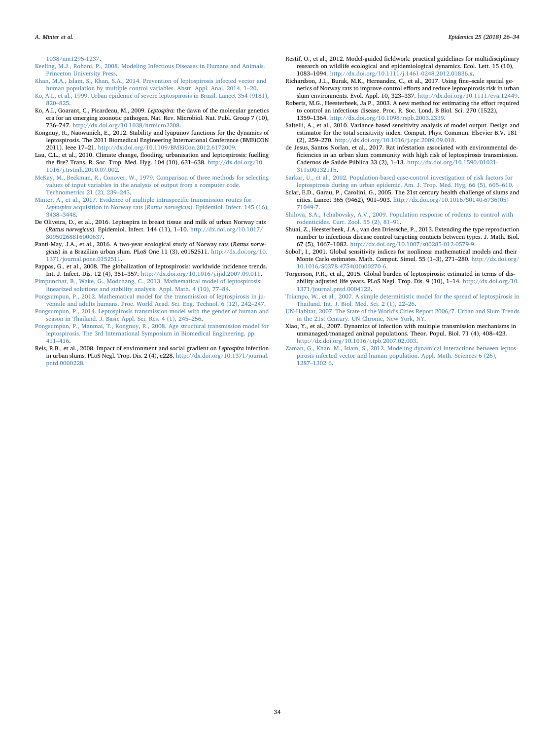1038/nm1295-1237.

Keeling, M.J., Rohani, P., 2008. Modeling Infectious Diseases in Humans and Animals. Princeton University Press.

Khan, M.A., Islam, S., Khan, S.A., 2014. Prevention of leptospirosis infected vector and human population by multiple control variables. Abstr. Appl. Anal. 2014, 1–20.

Ko, A.I., et al., 1999. Urban epidemic of severe leptospirosis in Brazil. Lancet 354 (9181), 820–825.

Ko, A.I., Goarant, C., Picardeau, M., 2009. *Leptospira*: the dawn of the molecular genetics era for an emerging zoonotic pathogen. Nat. Rev. Microbiol. Nat. Publ. Group 7 (10), 736–747. http://dx.doi.org/10.1038/nrmicro2208.

Kongnuy, R., Naowanich, E., 2012. Stability and lyapunov functions for the dynamics of leptospirosis. The 2011 Biomedical Engineering International Conference (BMEiCON 2011). Ieee 17–21. http://dx.doi.org/10.1109/BMEiCon.2012.6172009.

Lau, C.L., et al., 2010. Climate change, flooding, urbanisation and leptospirosis: fuelling the fire? Trans. R. Soc. Trop. Med. Hyg. 104 (10), 631–638. http://dx.doi.org/10.1016/j.trstmh.2010.07.002.

McKay, M., Beckman, R., Conover, W., 1979. Comparison of three methods for selecting values of input variables in the analysis of output from a computer code. Technometrics 21 (2), 239–245.

Minter, A., et al., 2017. Evidence of multiple intraspecific transmission routes for *Leptospira* acquisition in Norway rats (*Rattus norvegicus*). Epidemiol. Infect. 145 (16), 3438–3448.

De Oliveira, D., et al., 2016. Leptospira in breast tissue and milk of urban Norway rats (*Rattus norvegicus*). Epidemiol. Infect. 144 (11), 1–10. http://dx.doi.org/10.1017/S0950268816000637.

Panti-May, J.A., et al., 2016. A two-year ecological study of Norway rats (*Rattus norvegicus*) in a Brazilian urban slum. PLoS One 11 (3), e0152511. http://dx.doi.org/10.1371/journal.pone.0152511.

Pappas, G., et al., 2008. The globalization of leptospirosis: worldwide incidence trends. Int. J. Infect. Dis. 12 (4), 351–357. http://dx.doi.org/10.1016/j.ijid.2007.09.011.

Pimpunchat, B., Wake, G., Modchang, C., 2013. Mathematical model of leptospirosis: linearized solutions and stability analysis. Appl. Math. 4 (10), 77–84.

Pongsumpun, P., 2012. Mathematical model for the transmission of leptospirosis in juvennile and adults humans. Proc. World Acad. Sci. Eng. Technol. 6 (12), 242–247.

Pongsumpun, P., 2014. Leptospirosis transmission model with the gender of human and season in Thailand. J. Basic Appl. Sci. Res. 4 (1), 245–256.

Pongsumpun, P., Manmai, T., Kongnuy, R., 2008. Age structural transmission model for leptospirosis. The 3rd International Symposium in Biomedical Engineering. pp. 411–416.

Reis, R.B., et al., 2008. Impact of environment and social gradient on *Leptospira* infection in urban slums. PLoS Negl. Trop. Dis. 2 (4), e228. http://dx.doi.org/10.1371/journal.pntd.0000228.

Restif, O., et al., 2012. Model-guided fieldwork: practical guidelines for multidisciplinary research on wildlife ecological and epidemiological dynamics. Ecol. Lett. 15 (10), 1083–1094. http://dx.doi.org/10.1111/j.1461-0248.2012.01836.x.

Richardson, J.L., Burak, M.K., Hernandez, C., et al., 2017. Using fine–scale spatial genetics of Norway rats to improve control efforts and reduce leptospirosis risk in urban slum environments. Evol. Appl. 10, 323–337. http://dx.doi.org/10.1111/eva.12449.

Roberts, M.G., Heesterbeek, Ja P., 2003. A new method for estimating the effort required to control an infectious disease. Proc. R. Soc. Lond. B Biol. Sci. 270 (1522), 1359–1364. http://dx.doi.org/10.1098/rspb.2003.2339.

Saltelli, A., et al., 2010. Variance based sensitivity analysis of model output. Design and estimator for the total sensitivity index. Comput. Phys. Commun. Elsevier B.V. 181 (2), 259–270. http://dx.doi.org/10.1016/j.cpc.2009.09.018.

de Jesus, Santos Norlan, et al., 2017. Rat infestation associated with environmental deficiencies in an urban slum community with high risk of leptospirosis transmission. Cadernos de Saúde Pública 33 (2), 1–13. http://dx.doi.org/10.1590/01021-311x00132115.

Sarkar, U., et al., 2002. Population-based case-control investigation of risk factors for leptospirosis during an urban epidemic. Am. J. Trop. Med. Hyg. 66 (5), 605–610.

Sclar, E.D., Garau, P., Carolini, G., 2005. The 21st century health challenge of slums and cities. Lancet 365 (9462), 901–903. http://dx.doi.org/10.1016/S0140-6736(05)71049-7.

Shilova, S.A., Tchabovsky, A.V., 2009. Population response of rodents to control with rodenticides. Curr. Zool. 55 (2), 81–91.

Shuai, Z., Heesterbeek, J.A., van den Driessche, P., 2013. Extending the type reproduction number to infectious disease control targeting contacts between types. J. Math. Biol. 67 (5), 1067–1082. http://dx.doi.org/10.1007/s00285-012-0579-9.

Sobol', I., 2001. Global sensitivity indices for nonlinear mathematical models and their Monte Carlo estimates. Math. Comput. Simul. 55 (1–3), 271–280. http://dx.doi.org/10.1016/S0378-4754(00)00270-6.

Torgerson, P.R., et al., 2015. Global burden of leptospirosis: estimated in terms of disability adjusted life years. PLoS Negl. Trop. Dis. 9 (10), 1–14. http://dx.doi.org/10.1371/journal.pntd.0004122.

Triampo, W., et al., 2007. A simple deterministic model for the spread of leptospirosis in Thailand. Int. J. Biol. Med. Sci. 2 (1), 22–26.

UN-Habitat, 2007. The State of the World's Cities Report 2006/7. Urban and Slum Trends in the 21st Century. UN Chronic, New York, NY.

Xiao, Y., et al., 2007. Dynamics of infection with multiple transmission mechanisms in unmanaged/managed animal populations. Theor. Popul. Biol. 71 (4), 408–423. http://dx.doi.org/10.1016/j.tpb.2007.02.003.

Zaman, G., Khan, M., Islam, S., 2012. Modeling dynamical interactions between leptospirosis infected vector and human population. Appl. Math. Sciences 6 (26), 1287–1302 6.